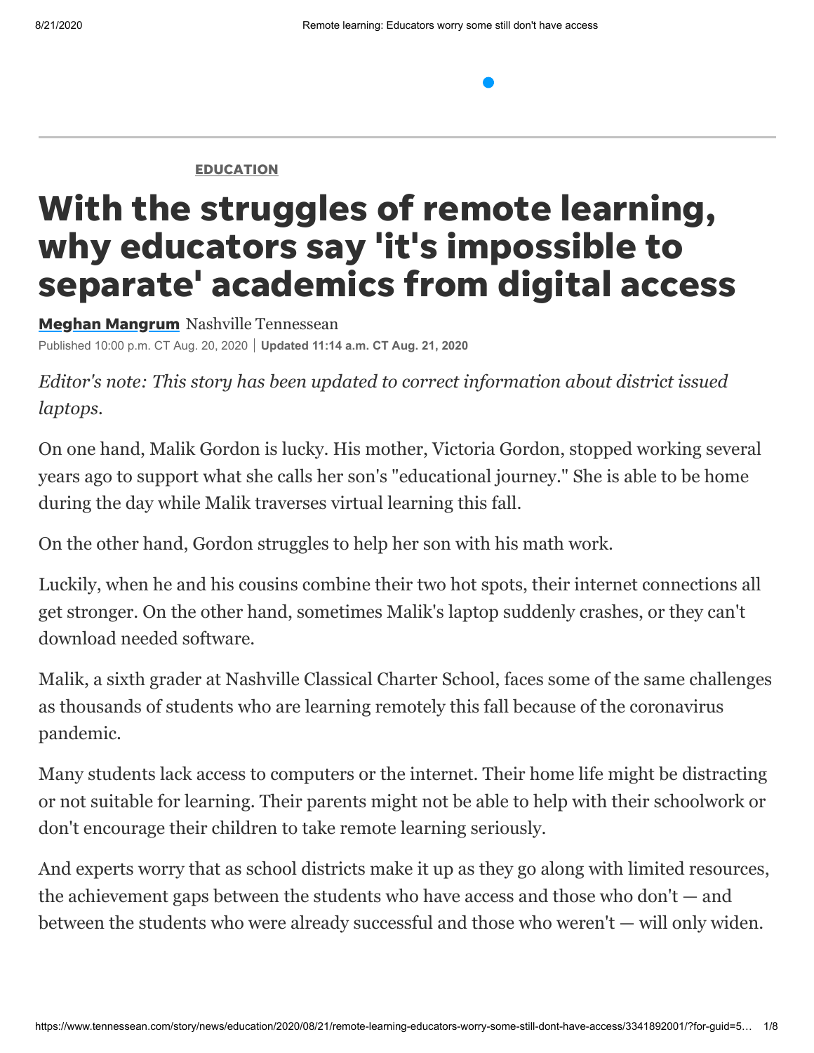EDUCATION

# With the struggles of remote learning, why educators say 'it's impossible to separate' academics from digital access

**Meghan Mangrum** Nashville Tennessean

Published 10:00 p.m. CT Aug. 20, 2020 | **Updated 11:14 a.m. CT Aug. 21, 2020**

*Editor's note: This story has been updated to correct information about district issued laptops.*

On one hand, Malik Gordon is lucky. His mother, Victoria Gordon, stopped working several years ago to support what she calls her son's "educational journey." She is able to be home during the day while Malik traverses virtual learning this fall.

On the other hand, Gordon struggles to help her son with his math work.

Luckily, when he and his cousins combine their two hot spots, their internet connections all get stronger. On the other hand, sometimes Malik's laptop suddenly crashes, or they can't download needed software.

Malik, a sixth grader at Nashville Classical Charter School, faces some of the same challenges as thousands of students who are learning remotely this fall because of the coronavirus pandemic.

Many students lack access to computers or the internet. Their home life might be distracting or not suitable for learning. Their parents might not be able to help with their schoolwork or don't encourage their children to take remote learning seriously.

And experts worry that as school districts make it up as they go along with limited resources, the achievement gaps between the students who have access and those who don't — and between the students who were already successful and those who weren't — will only widen.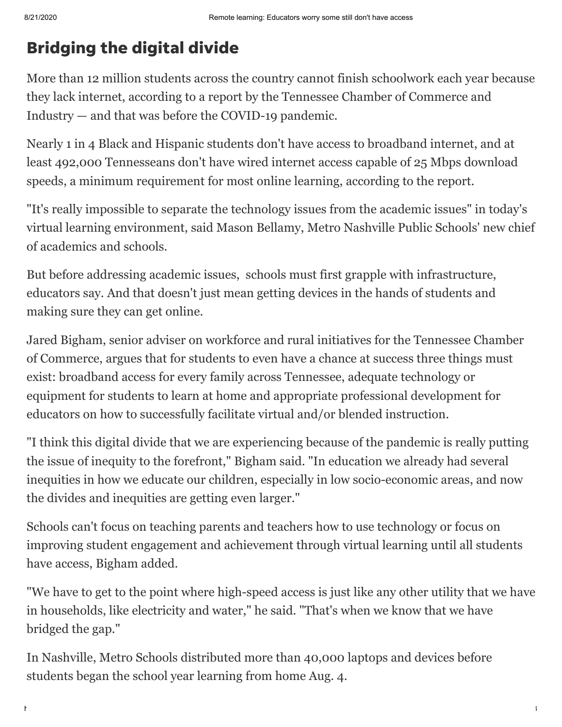## Bridging the digital divide

More than 12 million students across the country cannot finish schoolwork each year because they lack internet, according to a report by the Tennessee Chamber of Commerce and Industry — and that was before the COVID-19 pandemic.

Nearly 1 in 4 Black and Hispanic students don't have access to broadband internet, and at least 492,000 Tennesseans don't have wired internet access capable of 25 Mbps download speeds, a minimum requirement for most online learning, according to the report.

"It's really impossible to separate the technology issues from the academic issues" in today's virtual learning environment, said Mason Bellamy, Metro Nashville Public Schools' new chief of academics and schools.

But before addressing academic issues, schools must first grapple with infrastructure, educators say. And that doesn't just mean getting devices in the hands of students and making sure they can get online.

Jared Bigham, senior adviser on workforce and rural initiatives for the Tennessee Chamber of Commerce, argues that for students to even have a chance at success three things must exist: broadband access for every family across Tennessee, adequate technology or equipment for students to learn at home and appropriate professional development for educators on how to successfully facilitate virtual and/or blended instruction.

"I think this digital divide that we are experiencing because of the pandemic is really putting the issue of inequity to the forefront," Bigham said. "In education we already had several inequities in how we educate our children, especially in low socio-economic areas, and now the divides and inequities are getting even larger."

Schools can't focus on teaching parents and teachers how to use technology or focus on improving student engagement and achievement through virtual learning until all students have access, Bigham added.

"We have to get to the point where high-speed access is just like any other utility that we have in households, like electricity and water," he said. "That's when we know that we have bridged the gap."

In Nashville, Metro Schools distributed more than 40,000 laptops and devices before students began the school year learning from home Aug. 4.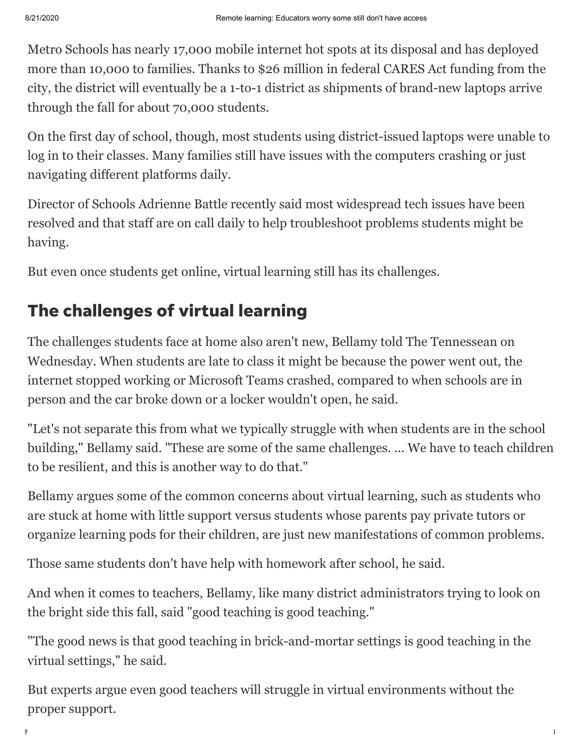Metro Schools has nearly 17,000 mobile internet hot spots at its disposal and has deployed more than 10,000 to families. Thanks to $26 million in federal CARES Act funding from the city, the district will eventually be a 1-to-1 district as shipments of brand-new laptops arrive through the fall for about 70,000 students.

On the first day of school, though, most students using district-issued laptops were unable to log in to their classes. Many families still have issues with the computers crashing or just navigating different platforms daily.

Director of Schools Adrienne Battle recently said most widespread tech issues have been resolved and that staff are on call daily to help troubleshoot problems students might be having.

But even once students get online, virtual learning still has its challenges.

## The challenges of virtual learning

The challenges students face at home also aren't new, Bellamy told The Tennessean on Wednesday. When students are late to class it might be because the power went out, the internet stopped working or Microsoft Teams crashed, compared to when schools are in person and the car broke down or a locker wouldn't open, he said.

"Let's not separate this from what we typically struggle with when students are in the school building," Bellamy said. "These are some of the same challenges. ... We have to teach children to be resilient, and this is another way to do that."

Bellamy argues some of the common concerns about virtual learning, such as students who are stuck at home with little support versus students whose parents pay private tutors or organize learning pods for their children, are just new manifestations of common problems.

Those same students don't have help with homework after school, he said.

And when it comes to teachers, Bellamy, like many district administrators trying to look on the bright side this fall, said "good teaching is good teaching."

"The good news is that good teaching in brick-and-mortar settings is good teaching in the virtual settings," he said.

But experts argue even good teachers will struggle in virtual environments without the proper support.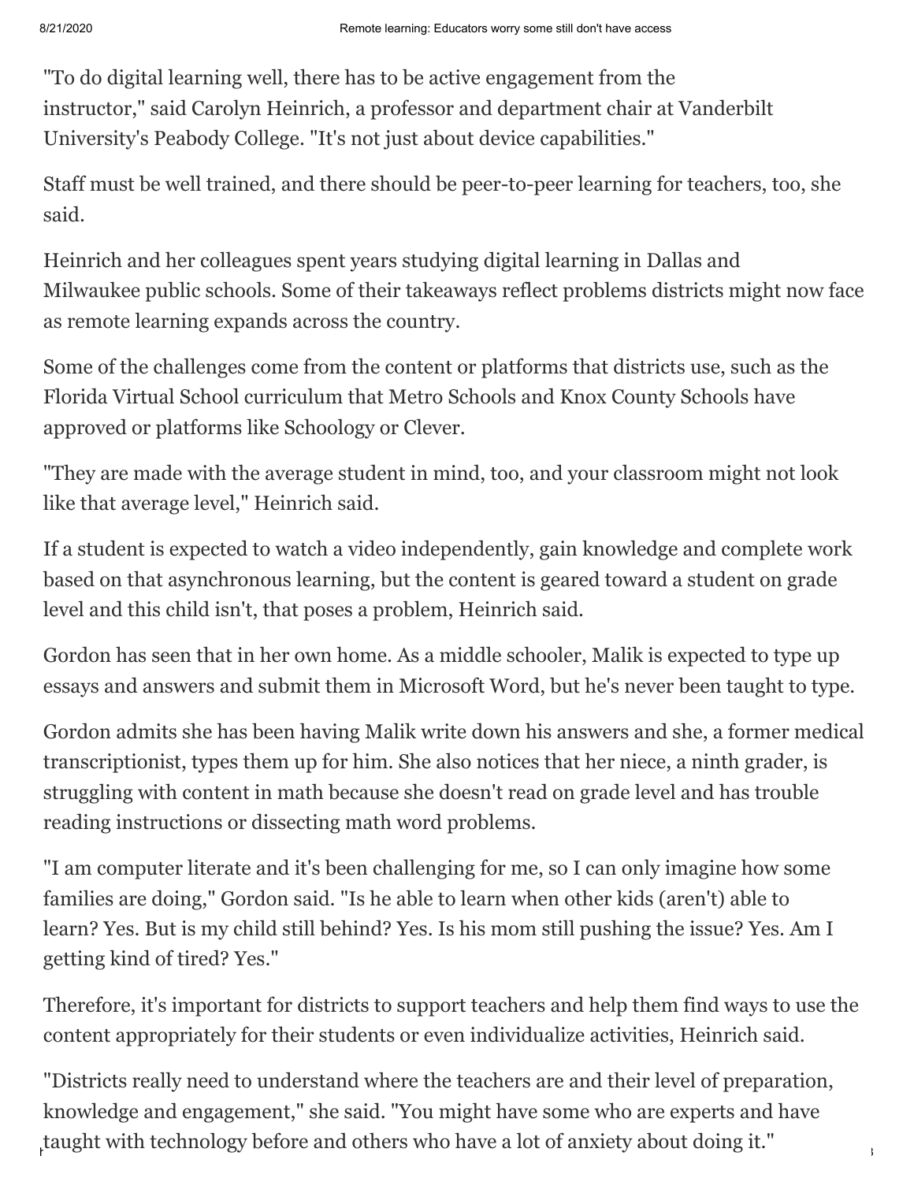"To do digital learning well, there has to be active engagement from the instructor," said Carolyn Heinrich, a professor and department chair at Vanderbilt University's Peabody College. "It's not just about device capabilities."

Staff must be well trained, and there should be peer-to-peer learning for teachers, too, she said.

Heinrich and her colleagues spent years studying digital learning in Dallas and Milwaukee public schools. Some of their takeaways reflect problems districts might now face as remote learning expands across the country.

Some of the challenges come from the content or platforms that districts use, such as the Florida Virtual School curriculum that Metro Schools and Knox County Schools have approved or platforms like Schoology or Clever.

"They are made with the average student in mind, too, and your classroom might not look like that average level," Heinrich said.

If a student is expected to watch a video independently, gain knowledge and complete work based on that asynchronous learning, but the content is geared toward a student on grade level and this child isn't, that poses a problem, Heinrich said.

Gordon has seen that in her own home. As a middle schooler, Malik is expected to type up essays and answers and submit them in Microsoft Word, but he's never been taught to type.

Gordon admits she has been having Malik write down his answers and she, a former medical transcriptionist, types them up for him. She also notices that her niece, a ninth grader, is struggling with content in math because she doesn't read on grade level and has trouble reading instructions or dissecting math word problems.

"I am computer literate and it's been challenging for me, so I can only imagine how some families are doing," Gordon said. "Is he able to learn when other kids (aren't) able to learn? Yes. But is my child still behind? Yes. Is his mom still pushing the issue? Yes. Am I getting kind of tired? Yes."

Therefore, it's important for districts to support teachers and help them find ways to use the content appropriately for their students or even individualize activities, Heinrich said.

"Districts really need to understand where the teachers are and their level of preparation, knowledge and engagement," she said. "You might have some who are experts and have taught with technology before and others who have a lot of anxiety about doing it."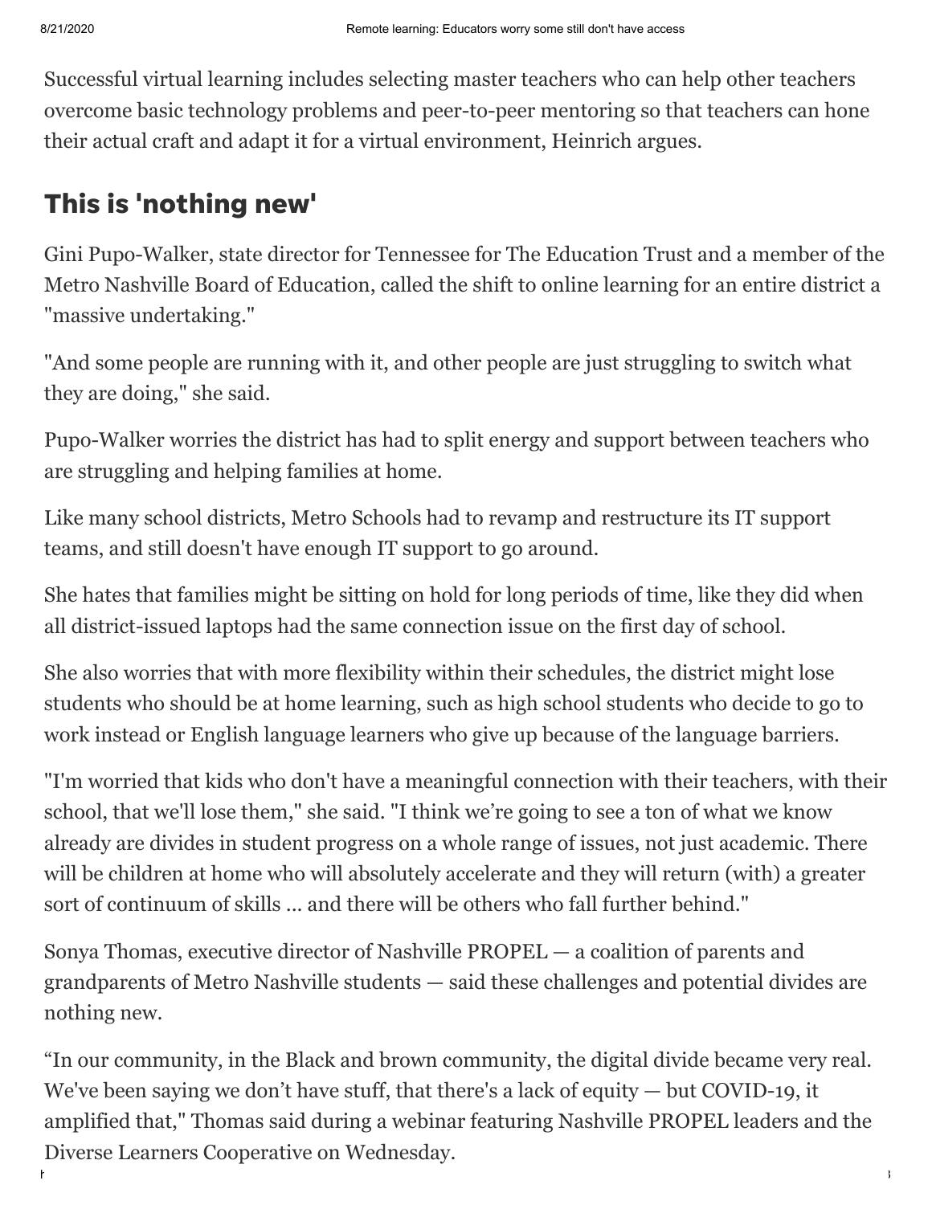Successful virtual learning includes selecting master teachers who can help other teachers overcome basic technology problems and peer-to-peer mentoring so that teachers can hone their actual craft and adapt it for a virtual environment, Heinrich argues.

## This is 'nothing new'

Gini Pupo-Walker, state director for Tennessee for The Education Trust and a member of the Metro Nashville Board of Education, called the shift to online learning for an entire district a "massive undertaking."

"And some people are running with it, and other people are just struggling to switch what they are doing," she said.

Pupo-Walker worries the district has had to split energy and support between teachers who are struggling and helping families at home.

Like many school districts, Metro Schools had to revamp and restructure its IT support teams, and still doesn't have enough IT support to go around.

She hates that families might be sitting on hold for long periods of time, like they did when all district-issued laptops had the same connection issue on the first day of school.

She also worries that with more flexibility within their schedules, the district might lose students who should be at home learning, such as high school students who decide to go to work instead or English language learners who give up because of the language barriers.

"I'm worried that kids who don't have a meaningful connection with their teachers, with their school, that we'll lose them," she said. "I think we're going to see a ton of what we know already are divides in student progress on a whole range of issues, not just academic. There will be children at home who will absolutely accelerate and they will return (with) a greater sort of continuum of skills ... and there will be others who fall further behind."

Sonya Thomas, executive director of Nashville PROPEL — a coalition of parents and grandparents of Metro Nashville students — said these challenges and potential divides are nothing new.

"In our community, in the Black and brown community, the digital divide became very real. We've been saying we don't have stuff, that there's a lack of equity — but COVID-19, it amplified that," Thomas said during a webinar featuring Nashville PROPEL leaders and the Diverse Learners Cooperative on Wednesday.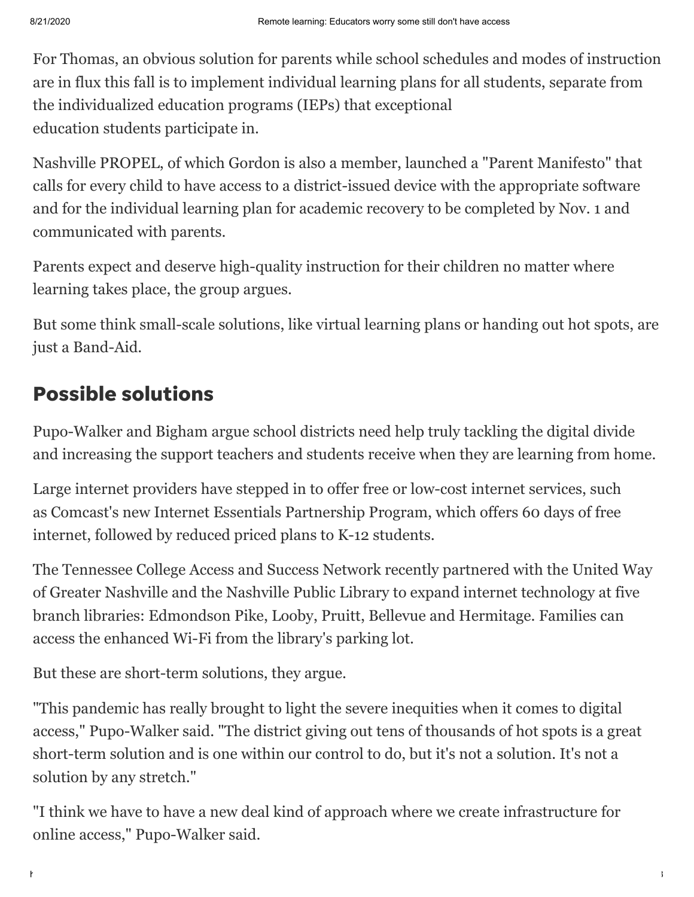For Thomas, an obvious solution for parents while school schedules and modes of instruction are in flux this fall is to implement individual learning plans for all students, separate from the individualized education programs (IEPs) that exceptional education students participate in.

Nashville PROPEL, of which Gordon is also a member, launched a "Parent Manifesto" that calls for every child to have access to a district-issued device with the appropriate software and for the individual learning plan for academic recovery to be completed by Nov. 1 and communicated with parents.

Parents expect and deserve high-quality instruction for their children no matter where learning takes place, the group argues.

But some think small-scale solutions, like virtual learning plans or handing out hot spots, are just a Band-Aid.

## Possible solutions

Pupo-Walker and Bigham argue school districts need help truly tackling the digital divide and increasing the support teachers and students receive when they are learning from home.

Large internet providers have stepped in to offer free or low-cost internet services, such as Comcast's new Internet Essentials Partnership Program, which offers 60 days of free internet, followed by reduced priced plans to K-12 students.

The Tennessee College Access and Success Network recently partnered with the United Way of Greater Nashville and the Nashville Public Library to expand internet technology at five branch libraries: Edmondson Pike, Looby, Pruitt, Bellevue and Hermitage. Families can access the enhanced Wi-Fi from the library's parking lot.

But these are short-term solutions, they argue.

"This pandemic has really brought to light the severe inequities when it comes to digital access," Pupo-Walker said. "The district giving out tens of thousands of hot spots is a great short-term solution and is one within our control to do, but it's not a solution. It's not a solution by any stretch."

"I think we have to have a new deal kind of approach where we create infrastructure for online access," Pupo-Walker said.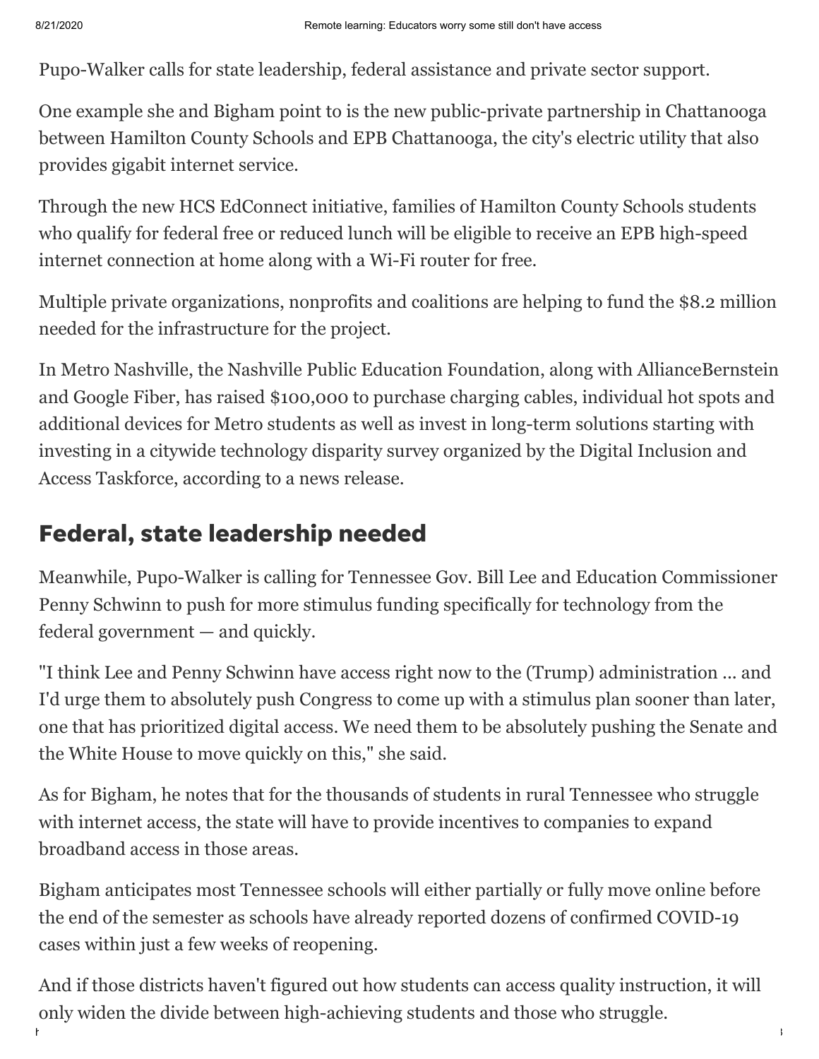Pupo-Walker calls for state leadership, federal assistance and private sector support.

One example she and Bigham point to is the new public-private partnership in Chattanooga between Hamilton County Schools and EPB Chattanooga, the city's electric utility that also provides gigabit internet service.

Through the new HCS EdConnect initiative, families of Hamilton County Schools students who qualify for federal free or reduced lunch will be eligible to receive an EPB high-speed internet connection at home along with a Wi-Fi router for free.

Multiple private organizations, nonprofits and coalitions are helping to fund the $8.2 million needed for the infrastructure for the project.

In Metro Nashville, the Nashville Public Education Foundation, along with AllianceBernstein and Google Fiber, has raised $100,000 to purchase charging cables, individual hot spots and additional devices for Metro students as well as invest in long-term solutions starting with investing in a citywide technology disparity survey organized by the Digital Inclusion and Access Taskforce, according to a news release.

## Federal, state leadership needed

Meanwhile, Pupo-Walker is calling for Tennessee Gov. Bill Lee and Education Commissioner Penny Schwinn to push for more stimulus funding specifically for technology from the federal government — and quickly.

"I think Lee and Penny Schwinn have access right now to the (Trump) administration ... and I'd urge them to absolutely push Congress to come up with a stimulus plan sooner than later, one that has prioritized digital access. We need them to be absolutely pushing the Senate and the White House to move quickly on this," she said.

As for Bigham, he notes that for the thousands of students in rural Tennessee who struggle with internet access, the state will have to provide incentives to companies to expand broadband access in those areas.

Bigham anticipates most Tennessee schools will either partially or fully move online before the end of the semester as schools have already reported dozens of confirmed COVID-19 cases within just a few weeks of reopening.

And if those districts haven't figured out how students can access quality instruction, it will only widen the divide between high-achieving students and those who struggle.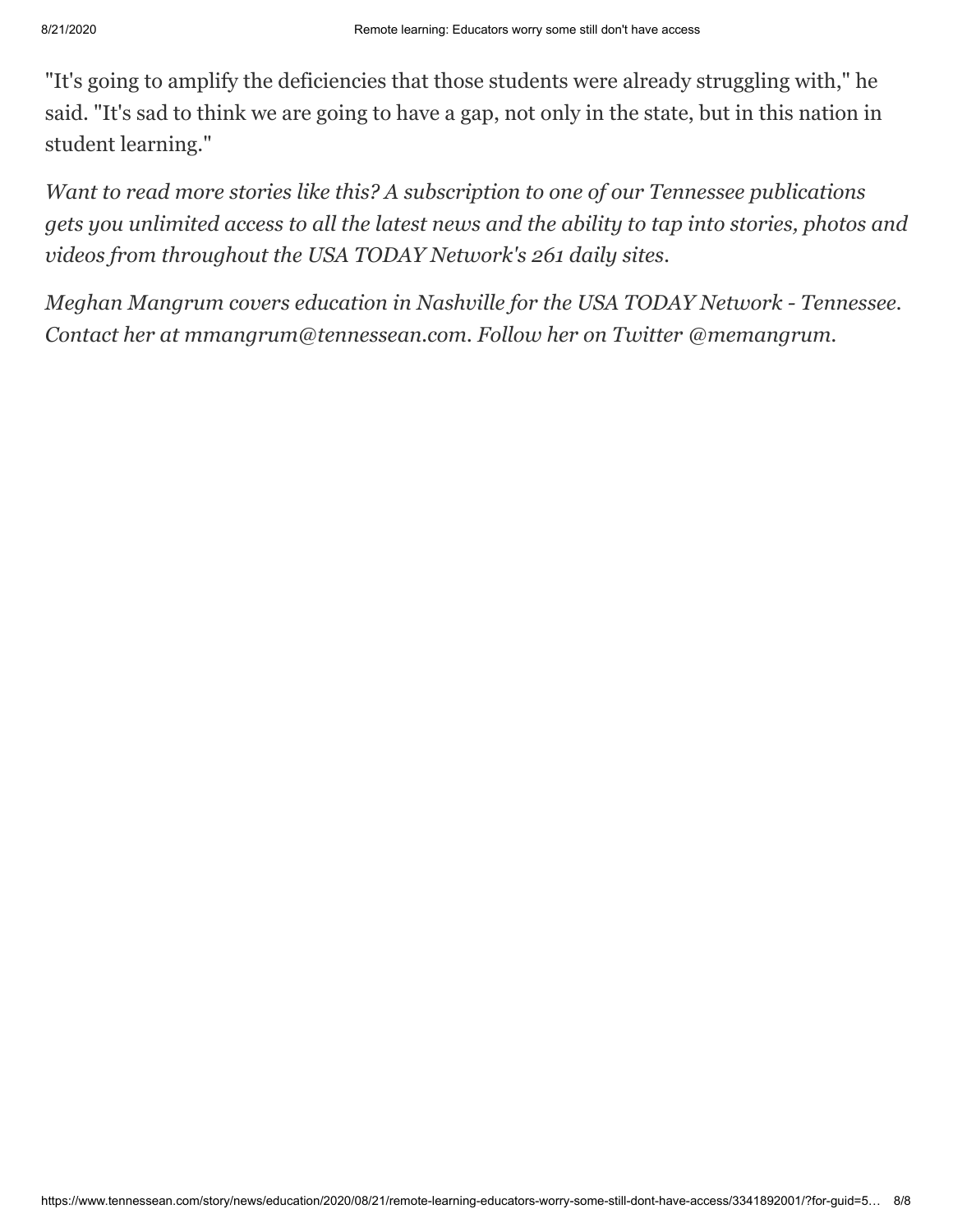"It's going to amplify the deficiencies that those students were already struggling with," he said. "It's sad to think we are going to have a gap, not only in the state, but in this nation in student learning."

*Want to read more stories like this? A subscription to one of our Tennessee publications gets you unlimited access to all the latest news and the ability to tap into stories, photos and videos from throughout the USA TODAY Network's 261 daily sites.*

*Meghan Mangrum covers education in Nashville for the USA TODAY Network - Tennessee. Contact her at mmangrum@tennessean.com. Follow her on Twitter @memangrum.*